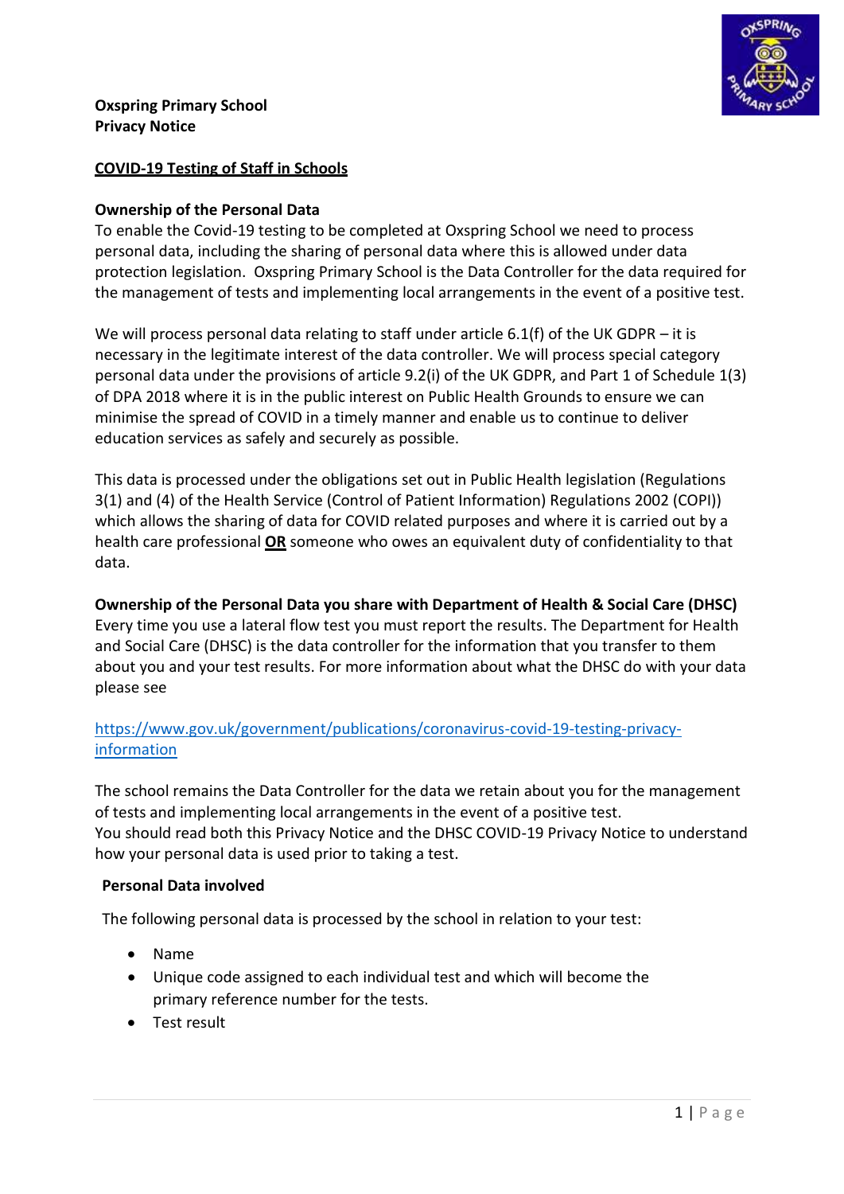**Oxspring Primary School**
**Privacy Notice**

## <u>COVID-19 Testing of Staff in Schools</u>

### Ownership of the Personal Data

To enable the Covid-19 testing to be completed at Oxspring School we need to process personal data, including the sharing of personal data where this is allowed under data protection legislation. Oxspring Primary School is the Data Controller for the data required for the management of tests and implementing local arrangements in the event of a positive test.

We will process personal data relating to staff under article 6.1(f) of the UK GDPR – it is necessary in the legitimate interest of the data controller. We will process special category personal data under the provisions of article 9.2(i) of the UK GDPR, and Part 1 of Schedule 1(3) of DPA 2018 where it is in the public interest on Public Health Grounds to ensure we can minimise the spread of COVID in a timely manner and enable us to continue to deliver education services as safely and securely as possible.

This data is processed under the obligations set out in Public Health legislation (Regulations 3(1) and (4) of the Health Service (Control of Patient Information) Regulations 2002 (COPI)) which allows the sharing of data for COVID related purposes and where it is carried out by a health care professional **<u>OR</u>** someone who owes an equivalent duty of confidentiality to that data.

### Ownership of the Personal Data you share with Department of Health & Social Care (DHSC)

Every time you use a lateral flow test you must report the results. The Department for Health and Social Care (DHSC) is the data controller for the information that you transfer to them about you and your test results. For more information about what the DHSC do with your data please see

https://www.gov.uk/government/publications/coronavirus-covid-19-testing-privacy-information

The school remains the Data Controller for the data we retain about you for the management of tests and implementing local arrangements in the event of a positive test.
You should read both this Privacy Notice and the DHSC COVID-19 Privacy Notice to understand how your personal data is used prior to taking a test.

### Personal Data involved

The following personal data is processed by the school in relation to your test:

- Name
- Unique code assigned to each individual test and which will become the primary reference number for the tests.
- Test result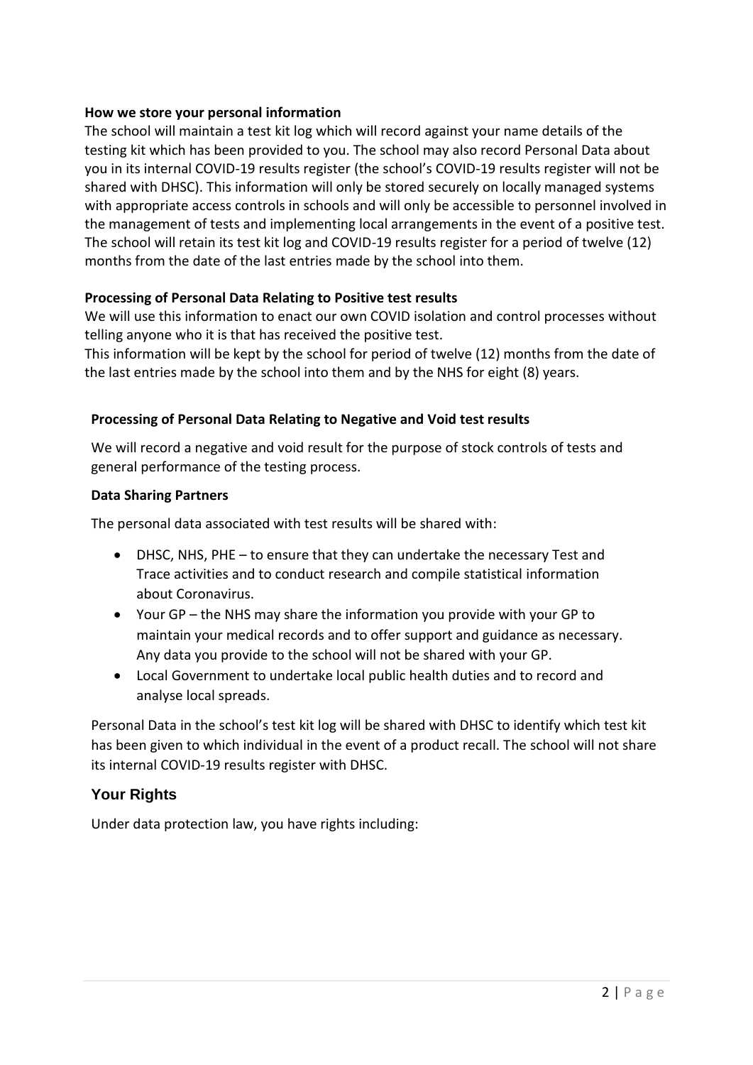**How we store your personal information**

The school will maintain a test kit log which will record against your name details of the testing kit which has been provided to you. The school may also record Personal Data about you in its internal COVID-19 results register (the school's COVID-19 results register will not be shared with DHSC). This information will only be stored securely on locally managed systems with appropriate access controls in schools and will only be accessible to personnel involved in the management of tests and implementing local arrangements in the event of a positive test. The school will retain its test kit log and COVID-19 results register for a period of twelve (12) months from the date of the last entries made by the school into them.

**Processing of Personal Data Relating to Positive test results**

We will use this information to enact our own COVID isolation and control processes without telling anyone who it is that has received the positive test.

This information will be kept by the school for period of twelve (12) months from the date of the last entries made by the school into them and by the NHS for eight (8) years.

**Processing of Personal Data Relating to Negative and Void test results**

We will record a negative and void result for the purpose of stock controls of tests and general performance of the testing process.

**Data Sharing Partners**

The personal data associated with test results will be shared with:

- DHSC, NHS, PHE – to ensure that they can undertake the necessary Test and Trace activities and to conduct research and compile statistical information about Coronavirus.
- Your GP – the NHS may share the information you provide with your GP to maintain your medical records and to offer support and guidance as necessary. Any data you provide to the school will not be shared with your GP.
- Local Government to undertake local public health duties and to record and analyse local spreads.

Personal Data in the school's test kit log will be shared with DHSC to identify which test kit has been given to which individual in the event of a product recall. The school will not share its internal COVID-19 results register with DHSC.

## Your Rights

Under data protection law, you have rights including: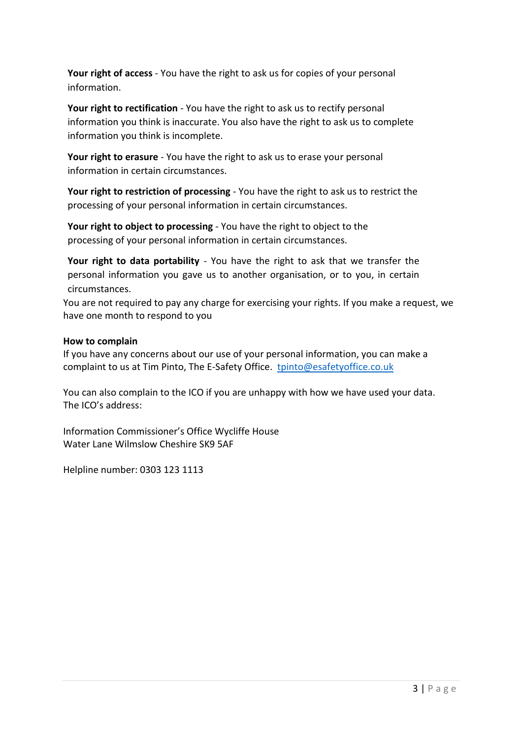**Your right of access** - You have the right to ask us for copies of your personal information.

**Your right to rectification** - You have the right to ask us to rectify personal information you think is inaccurate. You also have the right to ask us to complete information you think is incomplete.

**Your right to erasure** - You have the right to ask us to erase your personal information in certain circumstances.

**Your right to restriction of processing** - You have the right to ask us to restrict the processing of your personal information in certain circumstances.

**Your right to object to processing** - You have the right to object to the processing of your personal information in certain circumstances.

**Your right to data portability** - You have the right to ask that we transfer the personal information you gave us to another organisation, or to you, in certain circumstances.

You are not required to pay any charge for exercising your rights. If you make a request, we have one month to respond to you

**How to complain**

If you have any concerns about our use of your personal information, you can make a complaint to us at Tim Pinto, The E-Safety Office. tpinto@esafetyoffice.co.uk

You can also complain to the ICO if you are unhappy with how we have used your data. The ICO's address:

Information Commissioner's Office Wycliffe House
Water Lane Wilmslow Cheshire SK9 5AF

Helpline number: 0303 123 1113